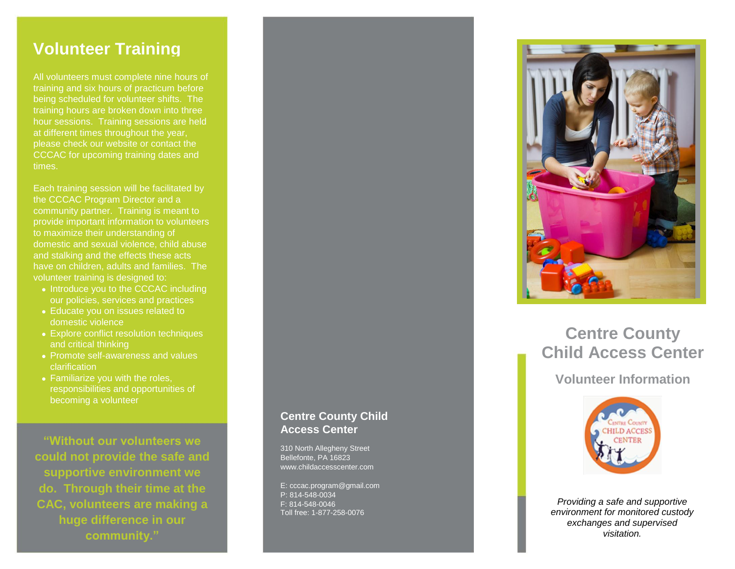# Volunteer Training

All volunteers must complete nine hours of training and six hours of practicum before being scheduled for volunteer shifts. The training hours are broken down into three hour sessions. Training sessions are held at different times throughout the year, please check our website or contact the CCCAC for upcoming training dates and times.

Each training session will be facilitated by the CCCAC Program Director and a community partner. Training is meant to provide important information to volunteers to maximize their understanding of domestic and sexual violence, child abuse and stalking and the effects these acts have on children, adults and families. The volunteer training is designed to:

- Introduce you to the CCCAC including our policies, services and practices
- Educate you on issues related to domestic violence
- Explore conflict resolution techniques and critical thinking
- Promote self-awareness and values clarification
- Familiarize you with the roles, responsibilities and opportunities of becoming a volunteer

**"Without our volunteers we could not provide the safe and supportive environment we do. Through their time at the CAC, volunteers are making a huge difference in our community."**

**Centre County Child Access Center**

310 North Allegheny Street
Bellefonte, PA 16823
www.childaccesscenter.com

E: cccac.program@gmail.com
P: 814-548-0034
F: 814-548-0046
Toll free: 1-877-258-0076

# Centre County Child Access Center

## Volunteer Information

*Providing a safe and supportive environment for monitored custody exchanges and supervised visitation.*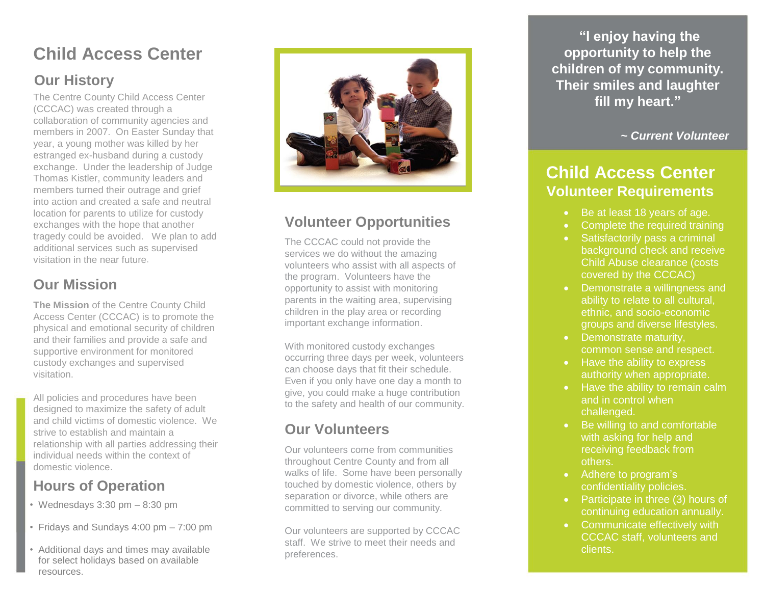# Child Access Center

## Our History

The Centre County Child Access Center (CCCAC) was created through a collaboration of community agencies and members in 2007. On Easter Sunday that year, a young mother was killed by her estranged ex-husband during a custody exchange. Under the leadership of Judge Thomas Kistler, community leaders and members turned their outrage and grief into action and created a safe and neutral location for parents to utilize for custody exchanges with the hope that another tragedy could be avoided. We plan to add additional services such as supervised visitation in the near future.

## Our Mission

**The Mission** of the Centre County Child Access Center (CCCAC) is to promote the physical and emotional security of children and their families and provide a safe and supportive environment for monitored custody exchanges and supervised visitation.

All policies and procedures have been designed to maximize the safety of adult and child victims of domestic violence. We strive to establish and maintain a relationship with all parties addressing their individual needs within the context of domestic violence.

## Hours of Operation

- Wednesdays 3:30 pm – 8:30 pm
- Fridays and Sundays 4:00 pm – 7:00 pm
- Additional days and times may available for select holidays based on available resources.

## Volunteer Opportunities

The CCCAC could not provide the services we do without the amazing volunteers who assist with all aspects of the program. Volunteers have the opportunity to assist with monitoring parents in the waiting area, supervising children in the play area or recording important exchange information.

With monitored custody exchanges occurring three days per week, volunteers can choose days that fit their schedule. Even if you only have one day a month to give, you could make a huge contribution to the safety and health of our community.

## Our Volunteers

Our volunteers come from communities throughout Centre County and from all walks of life. Some have been personally touched by domestic violence, others by separation or divorce, while others are committed to serving our community.

Our volunteers are supported by CCCAC staff. We strive to meet their needs and preferences.

**"I enjoy having the opportunity to help the children of my community. Their smiles and laughter fill my heart."**

***~ Current Volunteer***

# Child Access Center

## Volunteer Requirements

- Be at least 18 years of age.
- Complete the required training
- Satisfactorily pass a criminal background check and receive Child Abuse clearance (costs covered by the CCCAC)
- Demonstrate a willingness and ability to relate to all cultural, ethnic, and socio-economic groups and diverse lifestyles.
- Demonstrate maturity, common sense and respect.
- Have the ability to express authority when appropriate.
- Have the ability to remain calm and in control when challenged.
- Be willing to and comfortable with asking for help and receiving feedback from others.
- Adhere to program's confidentiality policies.
- Participate in three (3) hours of continuing education annually.
- Communicate effectively with CCCAC staff, volunteers and clients.